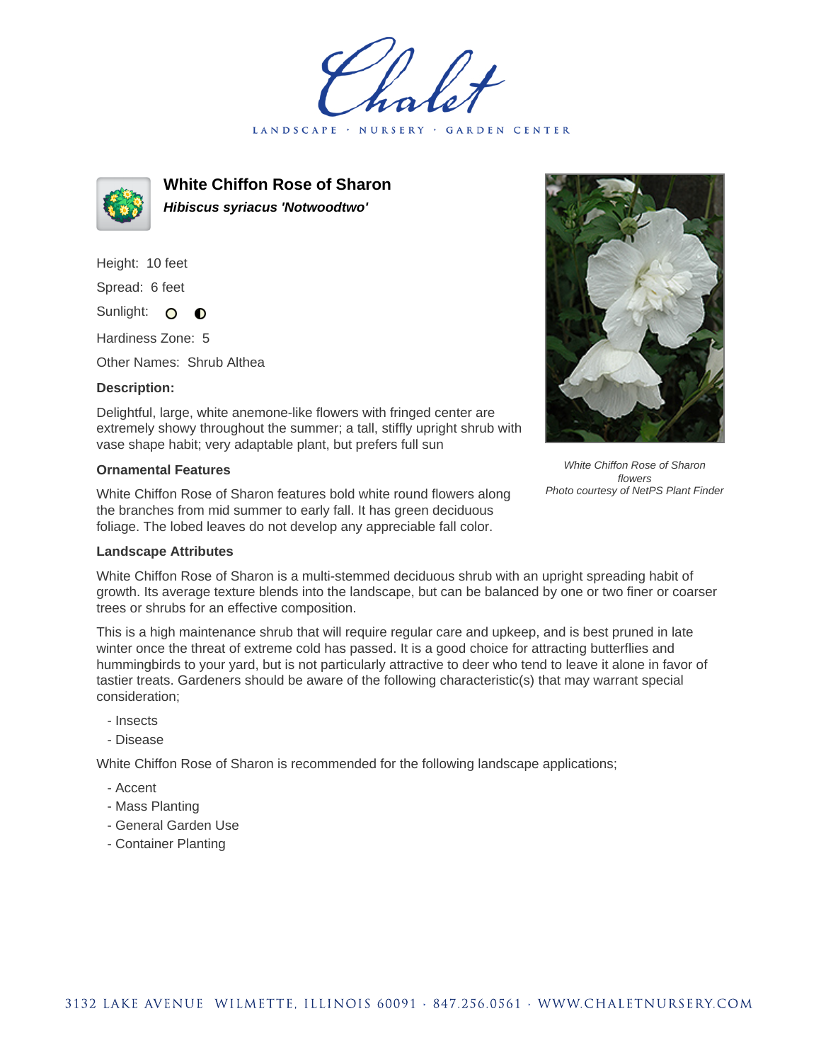Chalet

LANDSCAPE · NURSERY · GARDEN CENTER

# White Chiffon Rose of Sharon

***Hibiscus syriacus 'Notwoodtwo'***

Height: 10 feet

Spread: 6 feet

Sunlight:

Hardiness Zone: 5

Other Names: Shrub Althea

### Description:

Delightful, large, white anemone-like flowers with fringed center are extremely showy throughout the summer; a tall, stiffly upright shrub with vase shape habit; very adaptable plant, but prefers full sun

*White Chiffon Rose of Sharon flowers*
*Photo courtesy of NetPS Plant Finder*

### Ornamental Features

White Chiffon Rose of Sharon features bold white round flowers along the branches from mid summer to early fall. It has green deciduous foliage. The lobed leaves do not develop any appreciable fall color.

### Landscape Attributes

White Chiffon Rose of Sharon is a multi-stemmed deciduous shrub with an upright spreading habit of growth. Its average texture blends into the landscape, but can be balanced by one or two finer or coarser trees or shrubs for an effective composition.

This is a high maintenance shrub that will require regular care and upkeep, and is best pruned in late winter once the threat of extreme cold has passed. It is a good choice for attracting butterflies and hummingbirds to your yard, but is not particularly attractive to deer who tend to leave it alone in favor of tastier treats. Gardeners should be aware of the following characteristic(s) that may warrant special consideration;

- Insects
- Disease

White Chiffon Rose of Sharon is recommended for the following landscape applications;

- Accent
- Mass Planting
- General Garden Use
- Container Planting

3132 LAKE AVENUE WILMETTE, ILLINOIS 60091 · 847.256.0561 · WWW.CHALETNURSERY.COM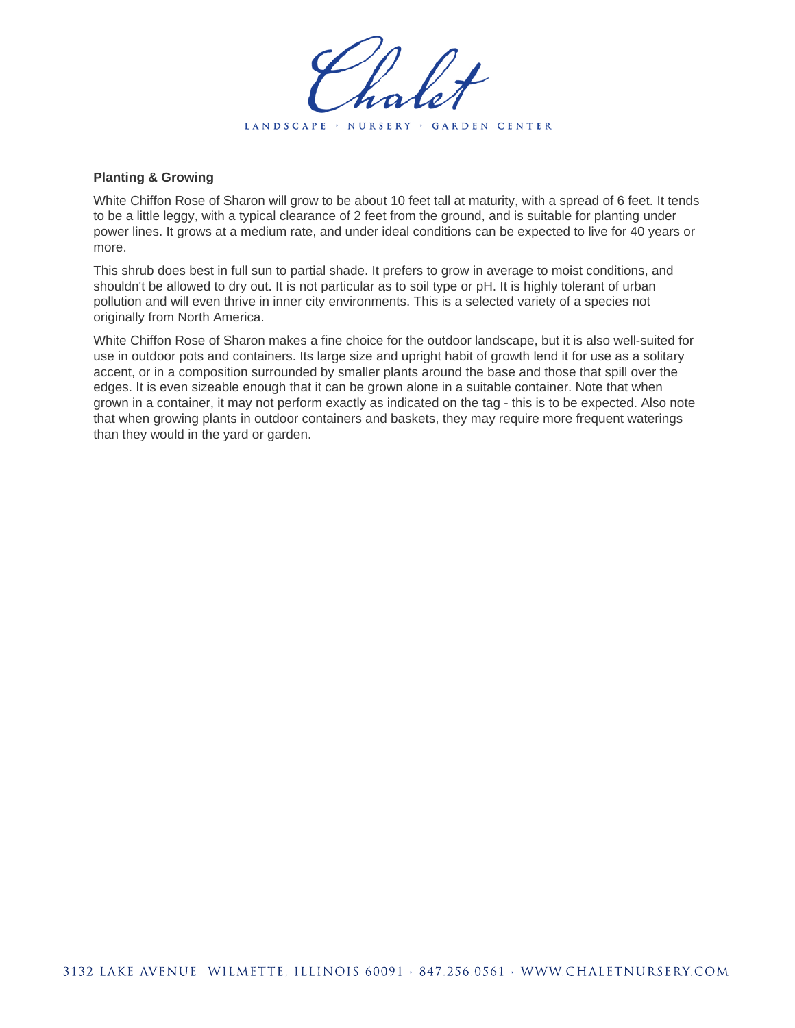**Planting & Growing**

White Chiffon Rose of Sharon will grow to be about 10 feet tall at maturity, with a spread of 6 feet. It tends to be a little leggy, with a typical clearance of 2 feet from the ground, and is suitable for planting under power lines. It grows at a medium rate, and under ideal conditions can be expected to live for 40 years or more.

This shrub does best in full sun to partial shade. It prefers to grow in average to moist conditions, and shouldn't be allowed to dry out. It is not particular as to soil type or pH. It is highly tolerant of urban pollution and will even thrive in inner city environments. This is a selected variety of a species not originally from North America.

White Chiffon Rose of Sharon makes a fine choice for the outdoor landscape, but it is also well-suited for use in outdoor pots and containers. Its large size and upright habit of growth lend it for use as a solitary accent, or in a composition surrounded by smaller plants around the base and those that spill over the edges. It is even sizeable enough that it can be grown alone in a suitable container. Note that when grown in a container, it may not perform exactly as indicated on the tag - this is to be expected. Also note that when growing plants in outdoor containers and baskets, they may require more frequent waterings than they would in the yard or garden.